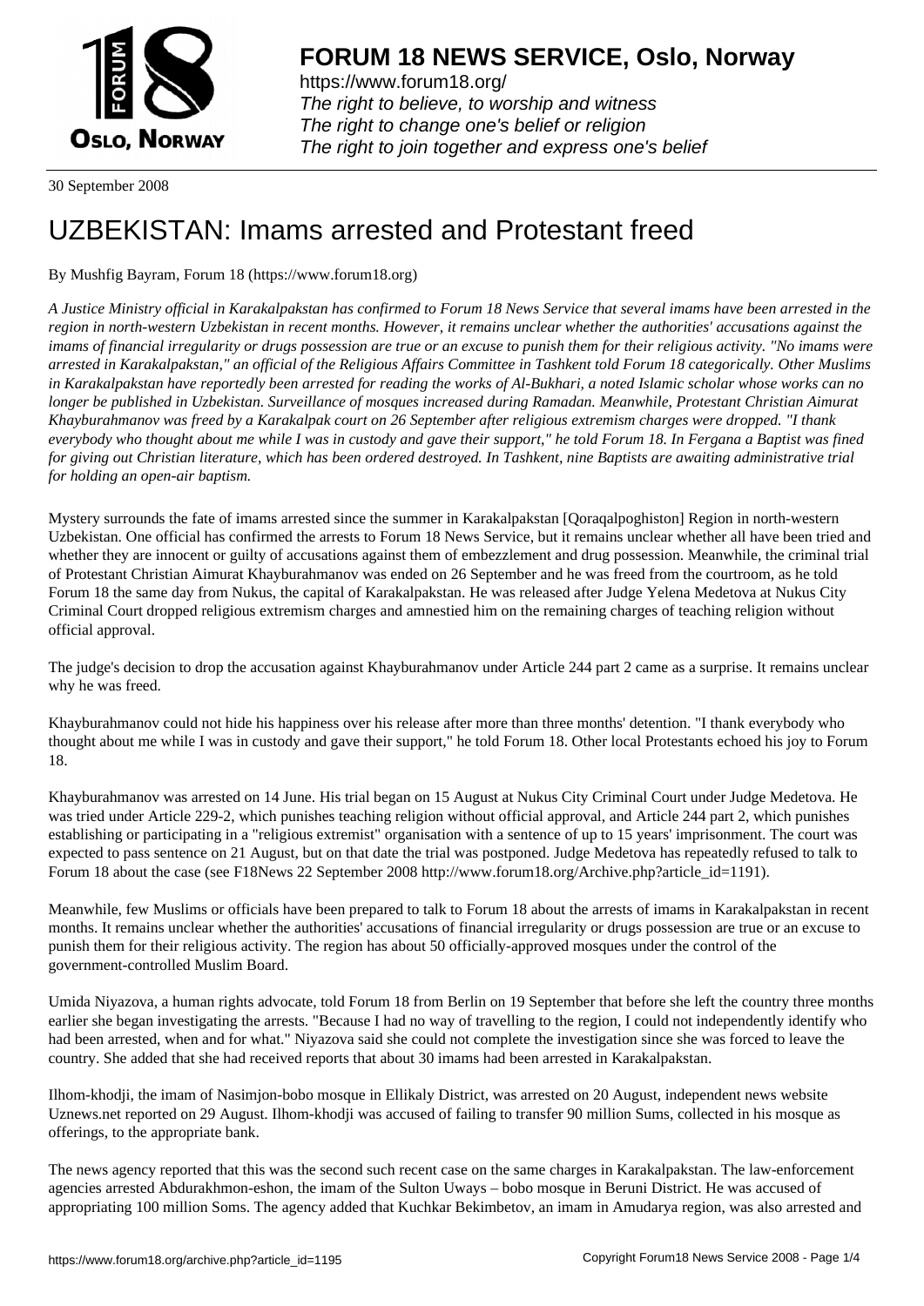30 September 2008

# UZBEKISTAN: Imams arrested and Protestant freed

By Mushfig Bayram, Forum 18 (https://www.forum18.org)

*A Justice Ministry official in Karakalpakstan has confirmed to Forum 18 News Service that several imams have been arrested in the region in north-western Uzbekistan in recent months. However, it remains unclear whether the authorities' accusations against the imams of financial irregularity or drugs possession are true or an excuse to punish them for their religious activity. "No imams were arrested in Karakalpakstan," an official of the Religious Affairs Committee in Tashkent told Forum 18 categorically. Other Muslims in Karakalpakstan have reportedly been arrested for reading the works of Al-Bukhari, a noted Islamic scholar whose works can no longer be published in Uzbekistan. Surveillance of mosques increased during Ramadan. Meanwhile, Protestant Christian Aimurat Khayburahmanov was freed by a Karakalpak court on 26 September after religious extremism charges were dropped. "I thank everybody who thought about me while I was in custody and gave their support," he told Forum 18. In Fergana a Baptist was fined for giving out Christian literature, which has been ordered destroyed. In Tashkent, nine Baptists are awaiting administrative trial for holding an open-air baptism.*

Mystery surrounds the fate of imams arrested since the summer in Karakalpakstan [Qoraqalpoghiston] Region in north-western Uzbekistan. One official has confirmed the arrests to Forum 18 News Service, but it remains unclear whether all have been tried and whether they are innocent or guilty of accusations against them of embezzlement and drug possession. Meanwhile, the criminal trial of Protestant Christian Aimurat Khayburahmanov was ended on 26 September and he was freed from the courtroom, as he told Forum 18 the same day from Nukus, the capital of Karakalpakstan. He was released after Judge Yelena Medetova at Nukus City Criminal Court dropped religious extremism charges and amnestied him on the remaining charges of teaching religion without official approval.

The judge's decision to drop the accusation against Khayburahmanov under Article 244 part 2 came as a surprise. It remains unclear why he was freed.

Khayburahmanov could not hide his happiness over his release after more than three months' detention. "I thank everybody who thought about me while I was in custody and gave their support," he told Forum 18. Other local Protestants echoed his joy to Forum 18.

Khayburahmanov was arrested on 14 June. His trial began on 15 August at Nukus City Criminal Court under Judge Medetova. He was tried under Article 229-2, which punishes teaching religion without official approval, and Article 244 part 2, which punishes establishing or participating in a "religious extremist" organisation with a sentence of up to 15 years' imprisonment. The court was expected to pass sentence on 21 August, but on that date the trial was postponed. Judge Medetova has repeatedly refused to talk to Forum 18 about the case (see F18News 22 September 2008 http://www.forum18.org/Archive.php?article_id=1191).

Meanwhile, few Muslims or officials have been prepared to talk to Forum 18 about the arrests of imams in Karakalpakstan in recent months. It remains unclear whether the authorities' accusations of financial irregularity or drugs possession are true or an excuse to punish them for their religious activity. The region has about 50 officially-approved mosques under the control of the government-controlled Muslim Board.

Umida Niyazova, a human rights advocate, told Forum 18 from Berlin on 19 September that before she left the country three months earlier she began investigating the arrests. "Because I had no way of travelling to the region, I could not independently identify who had been arrested, when and for what." Niyazova said she could not complete the investigation since she was forced to leave the country. She added that she had received reports that about 30 imams had been arrested in Karakalpakstan.

Ilhom-khodji, the imam of Nasimjon-bobo mosque in Ellikaly District, was arrested on 20 August, independent news website Uznews.net reported on 29 August. Ilhom-khodji was accused of failing to transfer 90 million Sums, collected in his mosque as offerings, to the appropriate bank.

The news agency reported that this was the second such recent case on the same charges in Karakalpakstan. The law-enforcement agencies arrested Abdurakhmon-eshon, the imam of the Sulton Uways – bobo mosque in Beruni District. He was accused of appropriating 100 million Soms. The agency added that Kuchkar Bekimbetov, an imam in Amudarya region, was also arrested and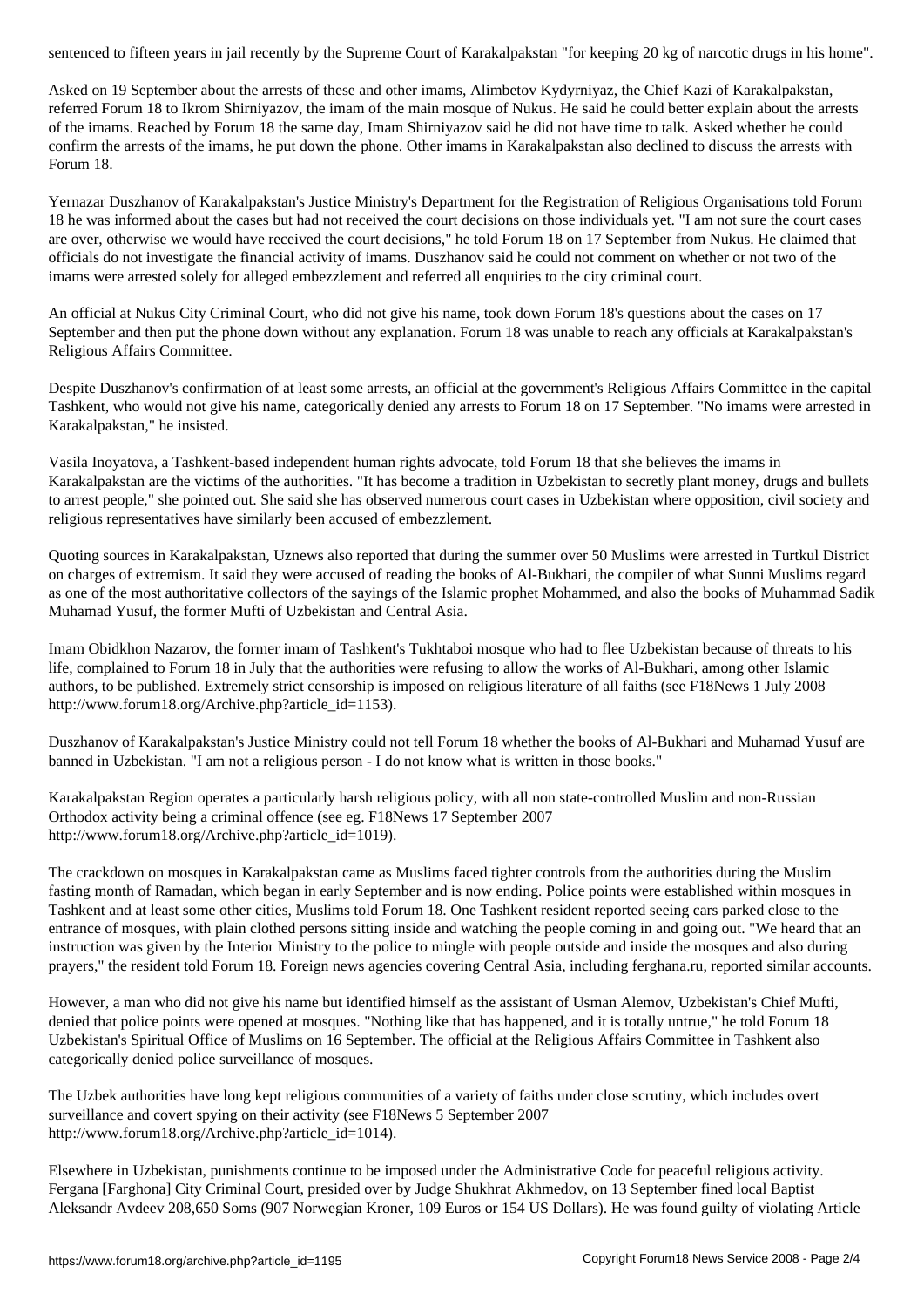sentenced to fifteen years in jail recently by the Supreme Court of Karakalpakstan "for keeping 20 kg of narcotic drugs in his home".

Asked on 19 September about the arrests of these and other imams, Alimbetov Kydyrniyaz, the Chief Kazi of Karakalpakstan, referred Forum 18 to Ikrom Shirniyazov, the imam of the main mosque of Nukus. He said he could better explain about the arrests of the imams. Reached by Forum 18 the same day, Imam Shirniyazov said he did not have time to talk. Asked whether he could confirm the arrests of the imams, he put down the phone. Other imams in Karakalpakstan also declined to discuss the arrests with Forum 18.

Yernazar Duszhanov of Karakalpakstan's Justice Ministry's Department for the Registration of Religious Organisations told Forum 18 he was informed about the cases but had not received the court decisions on those individuals yet. "I am not sure the court cases are over, otherwise we would have received the court decisions," he told Forum 18 on 17 September from Nukus. He claimed that officials do not investigate the financial activity of imams. Duszhanov said he could not comment on whether or not two of the imams were arrested solely for alleged embezzlement and referred all enquiries to the city criminal court.

An official at Nukus City Criminal Court, who did not give his name, took down Forum 18's questions about the cases on 17 September and then put the phone down without any explanation. Forum 18 was unable to reach any officials at Karakalpakstan's Religious Affairs Committee.

Despite Duszhanov's confirmation of at least some arrests, an official at the government's Religious Affairs Committee in the capital Tashkent, who would not give his name, categorically denied any arrests to Forum 18 on 17 September. "No imams were arrested in Karakalpakstan," he insisted.

Vasila Inoyatova, a Tashkent-based independent human rights advocate, told Forum 18 that she believes the imams in Karakalpakstan are the victims of the authorities. "It has become a tradition in Uzbekistan to secretly plant money, drugs and bullets to arrest people," she pointed out. She said she has observed numerous court cases in Uzbekistan where opposition, civil society and religious representatives have similarly been accused of embezzlement.

Quoting sources in Karakalpakstan, Uznews also reported that during the summer over 50 Muslims were arrested in Turtkul District on charges of extremism. It said they were accused of reading the books of Al-Bukhari, the compiler of what Sunni Muslims regard as one of the most authoritative collectors of the sayings of the Islamic prophet Mohammed, and also the books of Muhammad Sadik Muhamad Yusuf, the former Mufti of Uzbekistan and Central Asia.

Imam Obidkhon Nazarov, the former imam of Tashkent's Tukhtaboi mosque who had to flee Uzbekistan because of threats to his life, complained to Forum 18 in July that the authorities were refusing to allow the works of Al-Bukhari, among other Islamic authors, to be published. Extremely strict censorship is imposed on religious literature of all faiths (see F18News 1 July 2008 http://www.forum18.org/Archive.php?article_id=1153).

Duszhanov of Karakalpakstan's Justice Ministry could not tell Forum 18 whether the books of Al-Bukhari and Muhamad Yusuf are banned in Uzbekistan. "I am not a religious person - I do not know what is written in those books."

Karakalpakstan Region operates a particularly harsh religious policy, with all non state-controlled Muslim and non-Russian Orthodox activity being a criminal offence (see eg. F18News 17 September 2007 http://www.forum18.org/Archive.php?article_id=1019).

The crackdown on mosques in Karakalpakstan came as Muslims faced tighter controls from the authorities during the Muslim fasting month of Ramadan, which began in early September and is now ending. Police points were established within mosques in Tashkent and at least some other cities, Muslims told Forum 18. One Tashkent resident reported seeing cars parked close to the entrance of mosques, with plain clothed persons sitting inside and watching the people coming in and going out. "We heard that an instruction was given by the Interior Ministry to the police to mingle with people outside and inside the mosques and also during prayers," the resident told Forum 18. Foreign news agencies covering Central Asia, including ferghana.ru, reported similar accounts.

However, a man who did not give his name but identified himself as the assistant of Usman Alemov, Uzbekistan's Chief Mufti, denied that police points were opened at mosques. "Nothing like that has happened, and it is totally untrue," he told Forum 18 Uzbekistan's Spiritual Office of Muslims on 16 September. The official at the Religious Affairs Committee in Tashkent also categorically denied police surveillance of mosques.

The Uzbek authorities have long kept religious communities of a variety of faiths under close scrutiny, which includes overt surveillance and covert spying on their activity (see F18News 5 September 2007 http://www.forum18.org/Archive.php?article_id=1014).

Elsewhere in Uzbekistan, punishments continue to be imposed under the Administrative Code for peaceful religious activity. Fergana [Farghona] City Criminal Court, presided over by Judge Shukhrat Akhmedov, on 13 September fined local Baptist Aleksandr Avdeev 208,650 Soms (907 Norwegian Kroner, 109 Euros or 154 US Dollars). He was found guilty of violating Article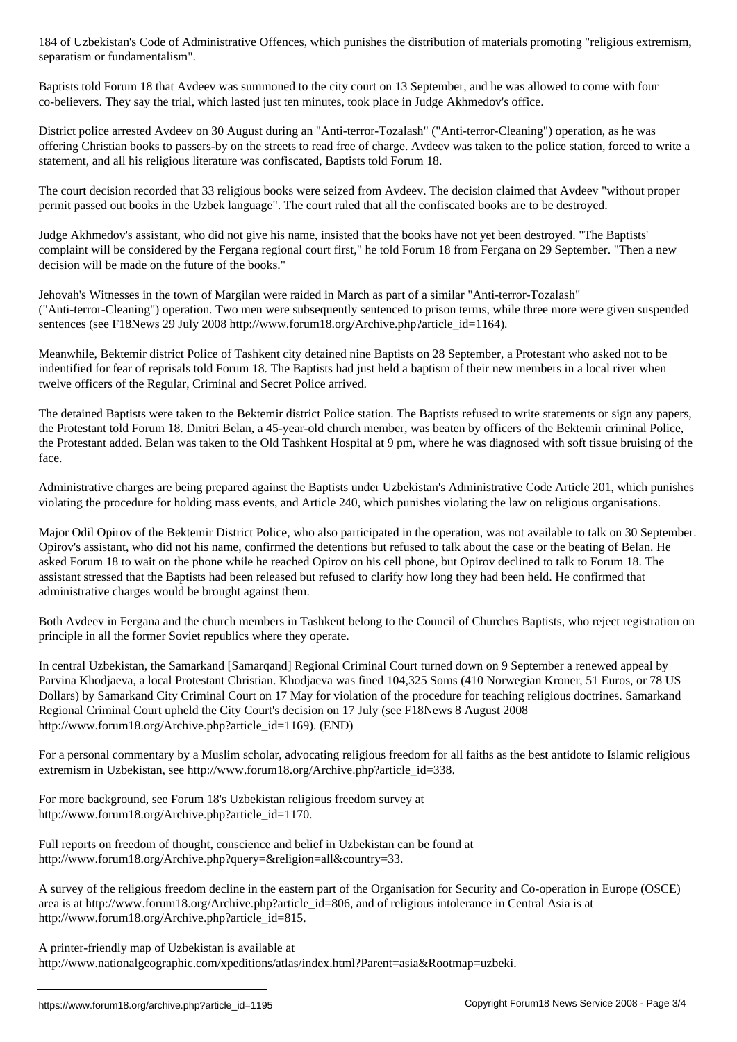184 of Uzbekistan's Code of Administrative Offences, which punishes the distribution of materials promoting "religious extremism, separatism or fundamentalism".

Baptists told Forum 18 that Avdeev was summoned to the city court on 13 September, and he was allowed to come with four co-believers. They say the trial, which lasted just ten minutes, took place in Judge Akhmedov's office.

District police arrested Avdeev on 30 August during an "Anti-terror-Tozalash" ("Anti-terror-Cleaning") operation, as he was offering Christian books to passers-by on the streets to read free of charge. Avdeev was taken to the police station, forced to write a statement, and all his religious literature was confiscated, Baptists told Forum 18.

The court decision recorded that 33 religious books were seized from Avdeev. The decision claimed that Avdeev "without proper permit passed out books in the Uzbek language". The court ruled that all the confiscated books are to be destroyed.

Judge Akhmedov's assistant, who did not give his name, insisted that the books have not yet been destroyed. "The Baptists' complaint will be considered by the Fergana regional court first," he told Forum 18 from Fergana on 29 September. "Then a new decision will be made on the future of the books."

Jehovah's Witnesses in the town of Margilan were raided in March as part of a similar "Anti-terror-Tozalash" ("Anti-terror-Cleaning") operation. Two men were subsequently sentenced to prison terms, while three more were given suspended sentences (see F18News 29 July 2008 http://www.forum18.org/Archive.php?article_id=1164).

Meanwhile, Bektemir district Police of Tashkent city detained nine Baptists on 28 September, a Protestant who asked not to be indentified for fear of reprisals told Forum 18. The Baptists had just held a baptism of their new members in a local river when twelve officers of the Regular, Criminal and Secret Police arrived.

The detained Baptists were taken to the Bektemir district Police station. The Baptists refused to write statements or sign any papers, the Protestant told Forum 18. Dmitri Belan, a 45-year-old church member, was beaten by officers of the Bektemir criminal Police, the Protestant added. Belan was taken to the Old Tashkent Hospital at 9 pm, where he was diagnosed with soft tissue bruising of the face.

Administrative charges are being prepared against the Baptists under Uzbekistan's Administrative Code Article 201, which punishes violating the procedure for holding mass events, and Article 240, which punishes violating the law on religious organisations.

Major Odil Opirov of the Bektemir District Police, who also participated in the operation, was not available to talk on 30 September. Opirov's assistant, who did not his name, confirmed the detentions but refused to talk about the case or the beating of Belan. He asked Forum 18 to wait on the phone while he reached Opirov on his cell phone, but Opirov declined to talk to Forum 18. The assistant stressed that the Baptists had been released but refused to clarify how long they had been held. He confirmed that administrative charges would be brought against them.

Both Avdeev in Fergana and the church members in Tashkent belong to the Council of Churches Baptists, who reject registration on principle in all the former Soviet republics where they operate.

In central Uzbekistan, the Samarkand [Samarqand] Regional Criminal Court turned down on 9 September a renewed appeal by Parvina Khodjaeva, a local Protestant Christian. Khodjaeva was fined 104,325 Soms (410 Norwegian Kroner, 51 Euros, or 78 US Dollars) by Samarkand City Criminal Court on 17 May for violation of the procedure for teaching religious doctrines. Samarkand Regional Criminal Court upheld the City Court's decision on 17 July (see F18News 8 August 2008 http://www.forum18.org/Archive.php?article_id=1169). (END)

For a personal commentary by a Muslim scholar, advocating religious freedom for all faiths as the best antidote to Islamic religious extremism in Uzbekistan, see http://www.forum18.org/Archive.php?article_id=338.

For more background, see Forum 18's Uzbekistan religious freedom survey at http://www.forum18.org/Archive.php?article_id=1170.

Full reports on freedom of thought, conscience and belief in Uzbekistan can be found at http://www.forum18.org/Archive.php?query=&religion=all&country=33.

A survey of the religious freedom decline in the eastern part of the Organisation for Security and Co-operation in Europe (OSCE) area is at http://www.forum18.org/Archive.php?article_id=806, and of religious intolerance in Central Asia is at http://www.forum18.org/Archive.php?article_id=815.

A printer-friendly map of Uzbekistan is available at http://www.nationalgeographic.com/xpeditions/atlas/index.html?Parent=asia&Rootmap=uzbeki.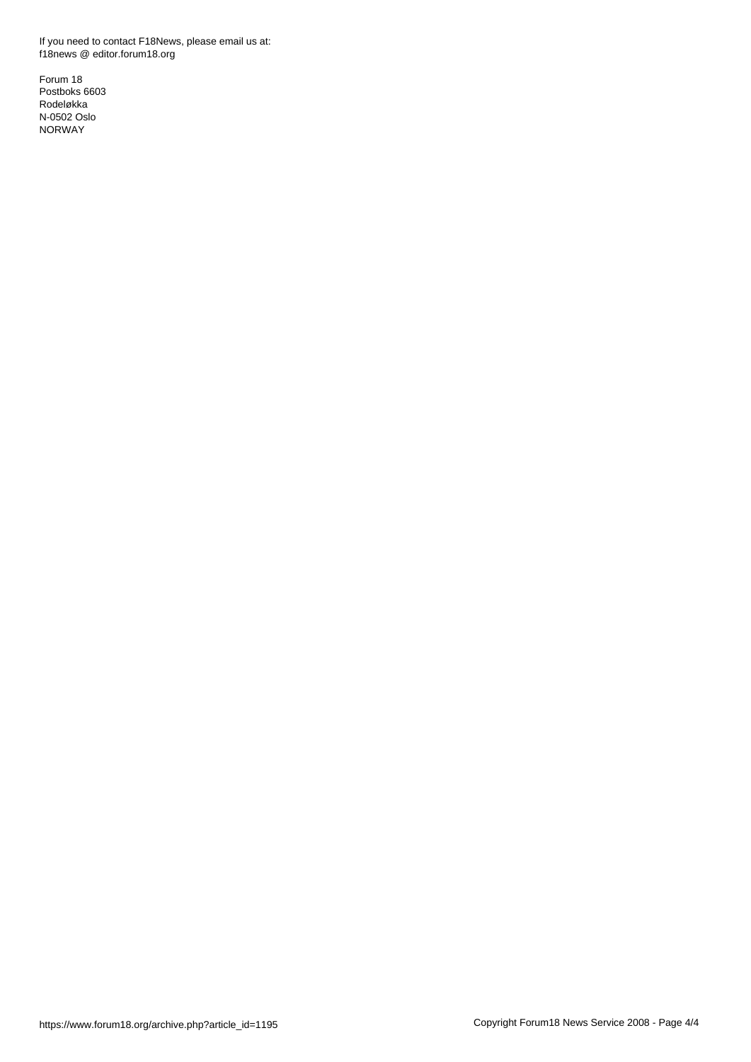If you need to contact F18News, please email us at:
f18news @ editor.forum18.org

Forum 18
Postboks 6603
Rodeløkka
N-0502 Oslo
NORWAY